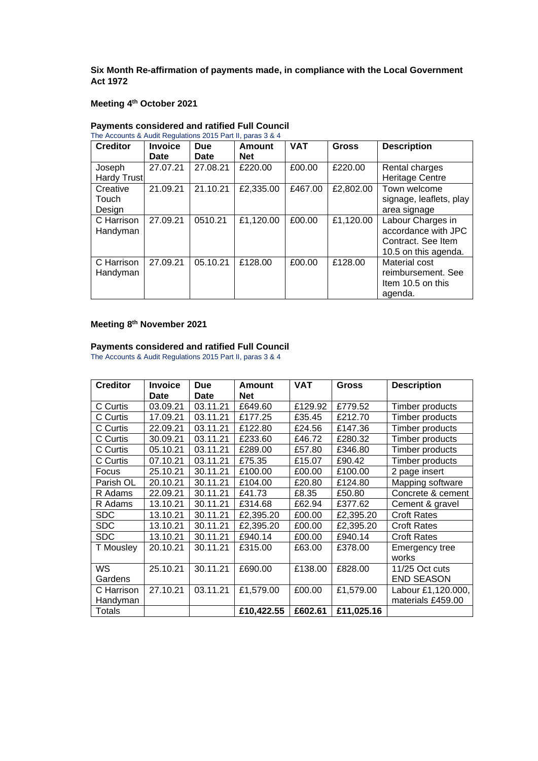**Six Month Re-affirmation of payments made, in compliance with the Local Government Act 1972**

**Meeting 4th October 2021**

**Payments considered and ratified Full Council**

The Accounts & Audit Regulations 2015 Part II, paras 3 & 4

| Creditor | Invoice Date | Due Date | Amount Net | VAT | Gross | Description |
|---|---|---|---|---|---|---|
| Joseph Hardy Trust | 27.07.21 | 27.08.21 | £220.00 | £00.00 | £220.00 | Rental charges Heritage Centre |
| Creative Touch Design | 21.09.21 | 21.10.21 | £2,335.00 | £467.00 | £2,802.00 | Town welcome signage, leaflets, play area signage |
| C Harrison Handyman | 27.09.21 | 0510.21 | £1,120.00 | £00.00 | £1,120.00 | Labour Charges in accordance with JPC Contract. See Item 10.5 on this agenda. |
| C Harrison Handyman | 27.09.21 | 05.10.21 | £128.00 | £00.00 | £128.00 | Material cost reimbursement. See Item 10.5 on this agenda. |

**Meeting 8th November 2021**

**Payments considered and ratified Full Council**

The Accounts & Audit Regulations 2015 Part II, paras 3 & 4

| Creditor | Invoice Date | Due Date | Amount Net | VAT | Gross | Description |
|---|---|---|---|---|---|---|
| C Curtis | 03.09.21 | 03.11.21 | £649.60 | £129.92 | £779.52 | Timber products |
| C Curtis | 17.09.21 | 03.11.21 | £177.25 | £35.45 | £212.70 | Timber products |
| C Curtis | 22.09.21 | 03.11.21 | £122.80 | £24.56 | £147.36 | Timber products |
| C Curtis | 30.09.21 | 03.11.21 | £233.60 | £46.72 | £280.32 | Timber products |
| C Curtis | 05.10.21 | 03.11.21 | £289.00 | £57.80 | £346.80 | Timber products |
| C Curtis | 07.10.21 | 03.11.21 | £75.35 | £15.07 | £90.42 | Timber products |
| Focus | 25.10.21 | 30.11.21 | £100.00 | £00.00 | £100.00 | 2 page insert |
| Parish OL | 20.10.21 | 30.11.21 | £104.00 | £20.80 | £124.80 | Mapping software |
| R Adams | 22.09.21 | 30.11.21 | £41.73 | £8.35 | £50.80 | Concrete & cement |
| R Adams | 13.10.21 | 30.11.21 | £314.68 | £62.94 | £377.62 | Cement & gravel |
| SDC | 13.10.21 | 30.11.21 | £2,395.20 | £00.00 | £2,395.20 | Croft Rates |
| SDC | 13.10.21 | 30.11.21 | £2,395.20 | £00.00 | £2,395.20 | Croft Rates |
| SDC | 13.10.21 | 30.11.21 | £940.14 | £00.00 | £940.14 | Croft Rates |
| T Mousley | 20.10.21 | 30.11.21 | £315.00 | £63.00 | £378.00 | Emergency tree works |
| WS Gardens | 25.10.21 | 30.11.21 | £690.00 | £138.00 | £828.00 | 11/25 Oct cuts END SEASON |
| C Harrison Handyman | 27.10.21 | 03.11.21 | £1,579.00 | £00.00 | £1,579.00 | Labour £1,120.000, materials £459.00 |
| Totals | | | £10,422.55 | £602.61 | £11,025.16 | |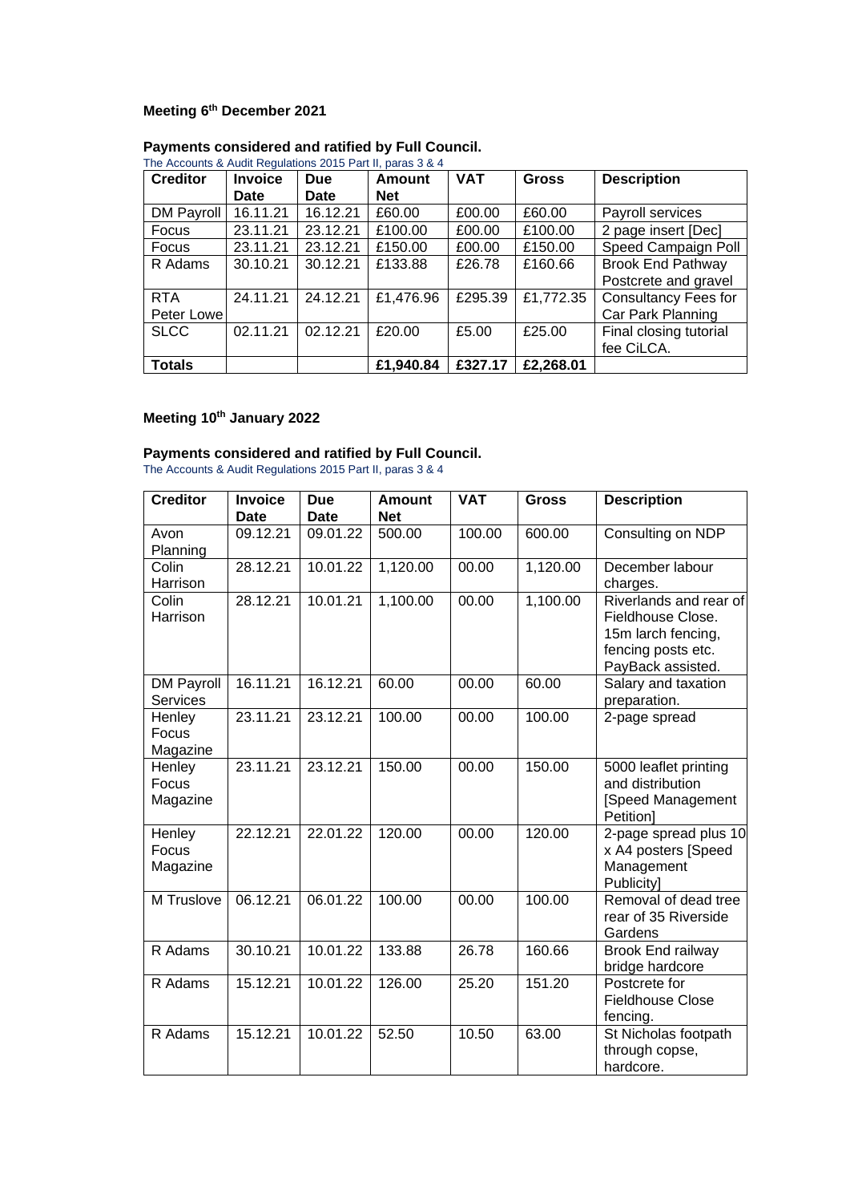**Meeting 6th December 2021**

**Payments considered and ratified by Full Council.**

The Accounts & Audit Regulations 2015 Part II, paras 3 & 4

| Creditor | Invoice Date | Due Date | Amount Net | VAT | Gross | Description |
|---|---|---|---|---|---|---|
| DM Payroll | 16.11.21 | 16.12.21 | £60.00 | £00.00 | £60.00 | Payroll services |
| Focus | 23.11.21 | 23.12.21 | £100.00 | £00.00 | £100.00 | 2 page insert [Dec] |
| Focus | 23.11.21 | 23.12.21 | £150.00 | £00.00 | £150.00 | Speed Campaign Poll |
| R Adams | 30.10.21 | 30.12.21 | £133.88 | £26.78 | £160.66 | Brook End Pathway Postcrete and gravel |
| RTA Peter Lowe | 24.11.21 | 24.12.21 | £1,476.96 | £295.39 | £1,772.35 | Consultancy Fees for Car Park Planning |
| SLCC | 02.11.21 | 02.12.21 | £20.00 | £5.00 | £25.00 | Final closing tutorial fee CiLCA. |
| **Totals** | | | **£1,940.84** | **£327.17** | **£2,268.01** | |

**Meeting 10th January 2022**

**Payments considered and ratified by Full Council.**

The Accounts & Audit Regulations 2015 Part II, paras 3 & 4

| Creditor | Invoice Date | Due Date | Amount Net | VAT | Gross | Description |
|---|---|---|---|---|---|---|
| Avon Planning | 09.12.21 | 09.01.22 | 500.00 | 100.00 | 600.00 | Consulting on NDP |
| Colin Harrison | 28.12.21 | 10.01.22 | 1,120.00 | 00.00 | 1,120.00 | December labour charges. |
| Colin Harrison | 28.12.21 | 10.01.21 | 1,100.00 | 00.00 | 1,100.00 | Riverlands and rear of Fieldhouse Close. 15m larch fencing, fencing posts etc. PayBack assisted. |
| DM Payroll Services | 16.11.21 | 16.12.21 | 60.00 | 00.00 | 60.00 | Salary and taxation preparation. |
| Henley Focus Magazine | 23.11.21 | 23.12.21 | 100.00 | 00.00 | 100.00 | 2-page spread |
| Henley Focus Magazine | 23.11.21 | 23.12.21 | 150.00 | 00.00 | 150.00 | 5000 leaflet printing and distribution [Speed Management Petition] |
| Henley Focus Magazine | 22.12.21 | 22.01.22 | 120.00 | 00.00 | 120.00 | 2-page spread plus 10 x A4 posters [Speed Management Publicity] |
| M Truslove | 06.12.21 | 06.01.22 | 100.00 | 00.00 | 100.00 | Removal of dead tree rear of 35 Riverside Gardens |
| R Adams | 30.10.21 | 10.01.22 | 133.88 | 26.78 | 160.66 | Brook End railway bridge hardcore |
| R Adams | 15.12.21 | 10.01.22 | 126.00 | 25.20 | 151.20 | Postcrete for Fieldhouse Close fencing. |
| R Adams | 15.12.21 | 10.01.22 | 52.50 | 10.50 | 63.00 | St Nicholas footpath through copse, hardcore. |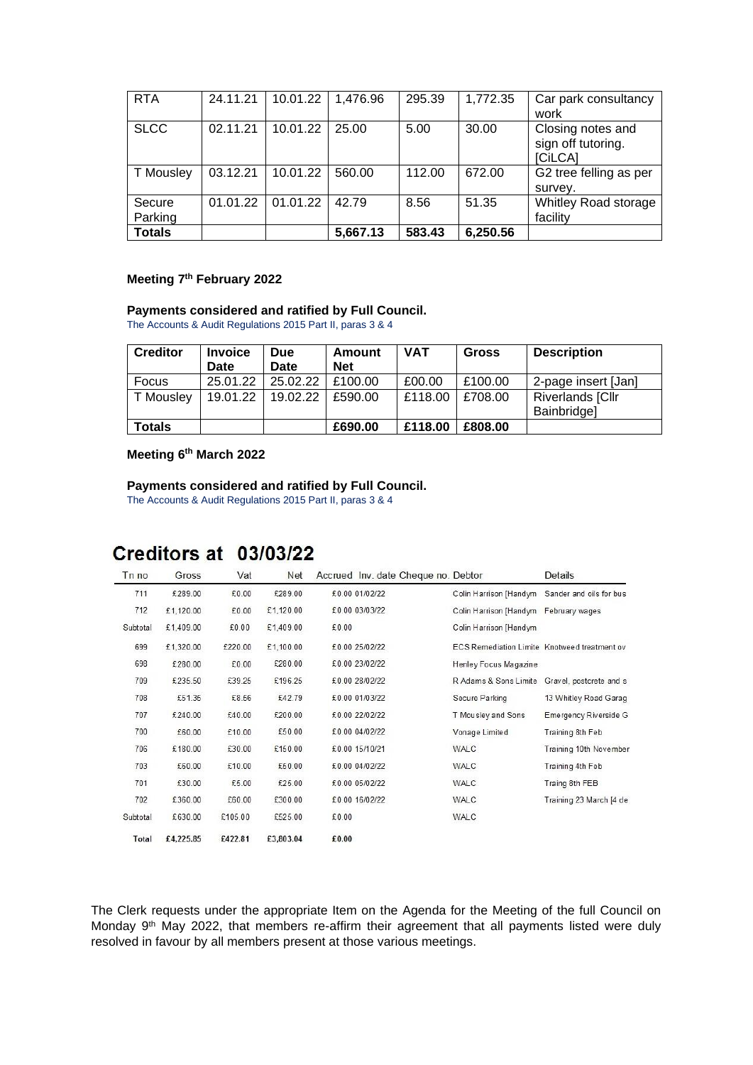| | | | | | | |
|---|---|---|---|---|---|---|
| RTA | 24.11.21 | 10.01.22 | 1,476.96 | 295.39 | 1,772.35 | Car park consultancy work |
| SLCC | 02.11.21 | 10.01.22 | 25.00 | 5.00 | 30.00 | Closing notes and sign off tutoring. [CiLCA] |
| T Mousley | 03.12.21 | 10.01.22 | 560.00 | 112.00 | 672.00 | G2 tree felling as per survey. |
| Secure Parking | 01.01.22 | 01.01.22 | 42.79 | 8.56 | 51.35 | Whitley Road storage facility |
| **Totals** | | | **5,667.13** | **583.43** | **6,250.56** | |

**Meeting 7th February 2022**

**Payments considered and ratified by Full Council.**
The Accounts & Audit Regulations 2015 Part II, paras 3 & 4

| Creditor | Invoice Date | Due Date | Amount Net | VAT | Gross | Description |
|---|---|---|---|---|---|---|
| Focus | 25.01.22 | 25.02.22 | £100.00 | £00.00 | £100.00 | 2-page insert [Jan] |
| T Mousley | 19.01.22 | 19.02.22 | £590.00 | £118.00 | £708.00 | Riverlands [Cllr Bainbridge] |
| **Totals** | | | **£690.00** | **£118.00** | **£808.00** | |

**Meeting 6th March 2022**

**Payments considered and ratified by Full Council.**
The Accounts & Audit Regulations 2015 Part II, paras 3 & 4

## Creditors at 03/03/22

| Tn no | Gross | Vat | Net | Accrued | Inv. date | Cheque no. | Debtor | Details |
|---|---|---|---|---|---|---|---|---|
| 711 | £289.00 | £0.00 | £289.00 | £0.00 | 01/02/22 | | Colin Harrison [Handym | Sander and oils for bus |
| 712 | £1,120.00 | £0.00 | £1,120.00 | £0.00 | 03/03/22 | | Colin Harrison [Handym | February wages |
| Subtotal | £1,409.00 | £0.00 | £1,409.00 | £0.00 | | | Colin Harrison [Handym | |
| 699 | £1,320.00 | £220.00 | £1,100.00 | £0.00 | 25/02/22 | | ECS Remediation Limite | Knotweed treatment ov |
| 698 | £280.00 | £0.00 | £280.00 | £0.00 | 23/02/22 | | Henley Focus Magazine | |
| 709 | £235.50 | £39.25 | £196.25 | £0.00 | 28/02/22 | | R Adams & Sons Limite | Gravel, postcrete and s |
| 708 | £51.35 | £8.56 | £42.79 | £0.00 | 01/03/22 | | Secure Parking | 13 Whitley Road Garag |
| 707 | £240.00 | £40.00 | £200.00 | £0.00 | 22/02/22 | | T Mousley and Sons | Emergency Riverside G |
| 700 | £60.00 | £10.00 | £50.00 | £0.00 | 04/02/22 | | Vonage Limited | Training 8th Feb |
| 706 | £180.00 | £30.00 | £150.00 | £0.00 | 15/10/21 | | WALC | Training 10th November |
| 703 | £60.00 | £10.00 | £50.00 | £0.00 | 04/02/22 | | WALC | Training 4th Feb |
| 701 | £30.00 | £5.00 | £25.00 | £0.00 | 05/02/22 | | WALC | Traing 8th FEB |
| 702 | £360.00 | £60.00 | £300.00 | £0.00 | 16/02/22 | | WALC | Training 23 March [4 de |
| Subtotal | £630.00 | £105.00 | £525.00 | £0.00 | | | WALC | |
| **Total** | **£4,225.85** | **£422.81** | **£3,803.04** | **£0.00** | | | | |

The Clerk requests under the appropriate Item on the Agenda for the Meeting of the full Council on Monday 9th May 2022, that members re-affirm their agreement that all payments listed were duly resolved in favour by all members present at those various meetings.